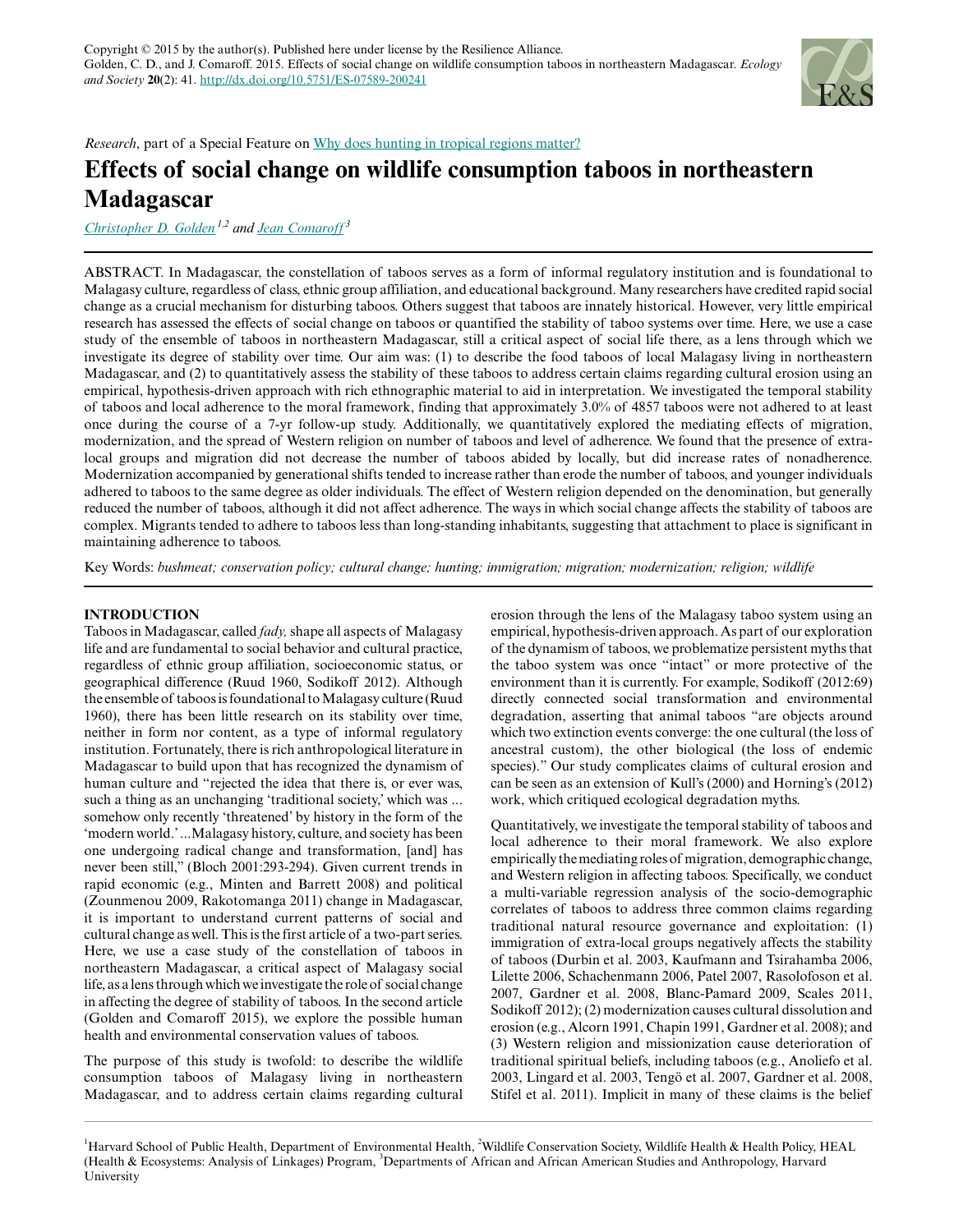Copyright © 2015 by the author(s). Published here under license by the Resilience Alliance.
Golden, C. D., and J. Comaroff. 2015. Effects of social change on wildlife consumption taboos in northeastern Madagascar. *Ecology and Society* **20**(2): 41. http://dx.doi.org/10.5751/ES-07589-200241

*Research*, part of a Special Feature on Why does hunting in tropical regions matter?

# Effects of social change on wildlife consumption taboos in northeastern Madagascar

Christopher D. Golden [1,2] and Jean Comaroff [3]

ABSTRACT. In Madagascar, the constellation of taboos serves as a form of informal regulatory institution and is foundational to Malagasy culture, regardless of class, ethnic group affiliation, and educational background. Many researchers have credited rapid social change as a crucial mechanism for disturbing taboos. Others suggest that taboos are innately historical. However, very little empirical research has assessed the effects of social change on taboos or quantified the stability of taboo systems over time. Here, we use a case study of the ensemble of taboos in northeastern Madagascar, still a critical aspect of social life there, as a lens through which we investigate its degree of stability over time. Our aim was: (1) to describe the food taboos of local Malagasy living in northeastern Madagascar, and (2) to quantitatively assess the stability of these taboos to address certain claims regarding cultural erosion using an empirical, hypothesis-driven approach with rich ethnographic material to aid in interpretation. We investigated the temporal stability of taboos and local adherence to the moral framework, finding that approximately 3.0% of 4857 taboos were not adhered to at least once during the course of a 7-yr follow-up study. Additionally, we quantitatively explored the mediating effects of migration, modernization, and the spread of Western religion on number of taboos and level of adherence. We found that the presence of extra-local groups and migration did not decrease the number of taboos abided by locally, but did increase rates of nonadherence. Modernization accompanied by generational shifts tended to increase rather than erode the number of taboos, and younger individuals adhered to taboos to the same degree as older individuals. The effect of Western religion depended on the denomination, but generally reduced the number of taboos, although it did not affect adherence. The ways in which social change affects the stability of taboos are complex. Migrants tended to adhere to taboos less than long-standing inhabitants, suggesting that attachment to place is significant in maintaining adherence to taboos.

Key Words: *bushmeat; conservation policy; cultural change; hunting; immigration; migration; modernization; religion; wildlife*

## INTRODUCTION

Taboos in Madagascar, called *fady,* shape all aspects of Malagasy life and are fundamental to social behavior and cultural practice, regardless of ethnic group affiliation, socioeconomic status, or geographical difference (Ruud 1960, Sodikoff 2012). Although the ensemble of taboos is foundational to Malagasy culture (Ruud 1960), there has been little research on its stability over time, neither in form nor content, as a type of informal regulatory institution. Fortunately, there is rich anthropological literature in Madagascar to build upon that has recognized the dynamism of human culture and "rejected the idea that there is, or ever was, such a thing as an unchanging 'traditional society,' which was ... somehow only recently 'threatened' by history in the form of the 'modern world.' ...Malagasy history, culture, and society has been one undergoing radical change and transformation, [and] has never been still," (Bloch 2001:293-294). Given current trends in rapid economic (e.g., Minten and Barrett 2008) and political (Zounmenou 2009, Rakotomanga 2011) change in Madagascar, it is important to understand current patterns of social and cultural change as well. This is the first article of a two-part series. Here, we use a case study of the constellation of taboos in northeastern Madagascar, a critical aspect of Malagasy social life, as a lens through which we investigate the role of social change in affecting the degree of stability of taboos. In the second article (Golden and Comaroff 2015), we explore the possible human health and environmental conservation values of taboos.

The purpose of this study is twofold: to describe the wildlife consumption taboos of Malagasy living in northeastern Madagascar, and to address certain claims regarding cultural erosion through the lens of the Malagasy taboo system using an empirical, hypothesis-driven approach. As part of our exploration of the dynamism of taboos, we problematize persistent myths that the taboo system was once "intact" or more protective of the environment than it is currently. For example, Sodikoff (2012:69) directly connected social transformation and environmental degradation, asserting that animal taboos "are objects around which two extinction events converge: the one cultural (the loss of ancestral custom), the other biological (the loss of endemic species)." Our study complicates claims of cultural erosion and can be seen as an extension of Kull's (2000) and Horning's (2012) work, which critiqued ecological degradation myths.

Quantitatively, we investigate the temporal stability of taboos and local adherence to their moral framework. We also explore empirically the mediating roles of migration, demographic change, and Western religion in affecting taboos. Specifically, we conduct a multi-variable regression analysis of the socio-demographic correlates of taboos to address three common claims regarding traditional natural resource governance and exploitation: (1) immigration of extra-local groups negatively affects the stability of taboos (Durbin et al. 2003, Kaufmann and Tsirahamba 2006, Lilette 2006, Schachenmann 2006, Patel 2007, Rasolofoson et al. 2007, Gardner et al. 2008, Blanc-Pamard 2009, Scales 2011, Sodikoff 2012); (2) modernization causes cultural dissolution and erosion (e.g., Alcorn 1991, Chapin 1991, Gardner et al. 2008); and (3) Western religion and missionization cause deterioration of traditional spiritual beliefs, including taboos (e.g., Anoliefo et al. 2003, Lingard et al. 2003, Tengö et al. 2007, Gardner et al. 2008, Stifel et al. 2011). Implicit in many of these claims is the belief

[1] Harvard School of Public Health, Department of Environmental Health, [2] Wildlife Conservation Society, Wildlife Health & Health Policy, HEAL (Health & Ecosystems: Analysis of Linkages) Program, [3] Departments of African and African American Studies and Anthropology, Harvard University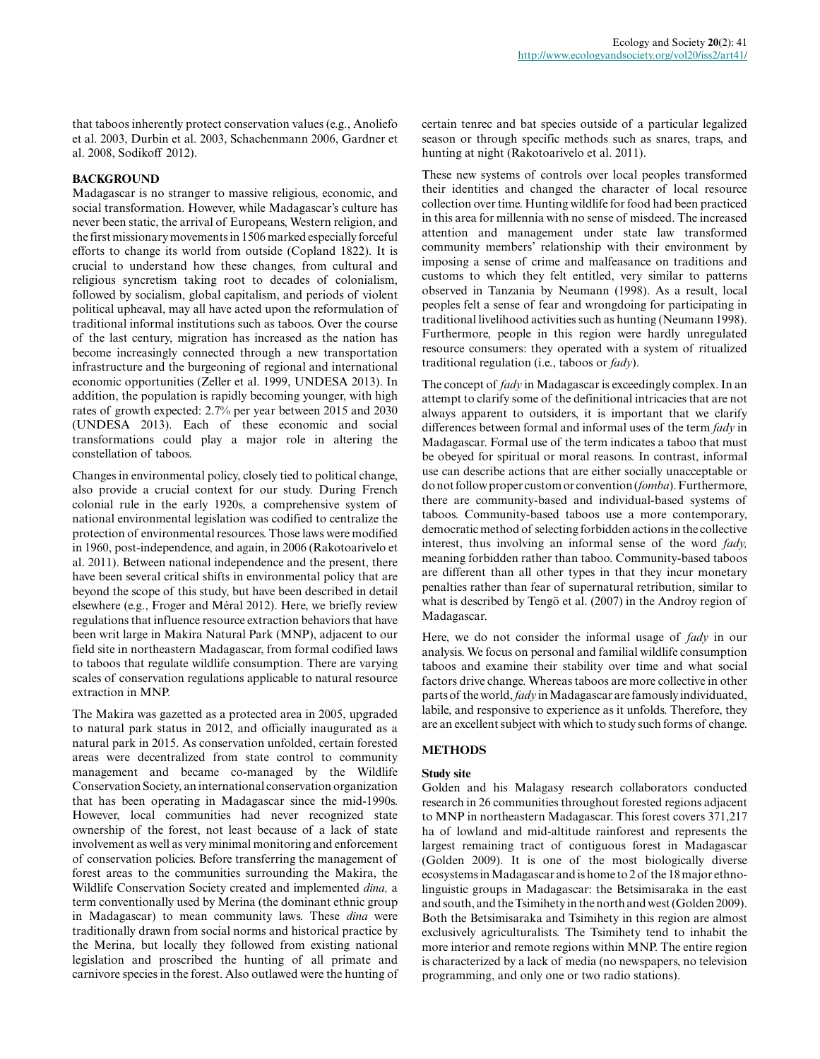that taboos inherently protect conservation values (e.g., Anoliefo et al. 2003, Durbin et al. 2003, Schachenmann 2006, Gardner et al. 2008, Sodikoff 2012).

## BACKGROUND

Madagascar is no stranger to massive religious, economic, and social transformation. However, while Madagascar's culture has never been static, the arrival of Europeans, Western religion, and the first missionary movements in 1506 marked especially forceful efforts to change its world from outside (Copland 1822). It is crucial to understand how these changes, from cultural and religious syncretism taking root to decades of colonialism, followed by socialism, global capitalism, and periods of violent political upheaval, may all have acted upon the reformulation of traditional informal institutions such as taboos. Over the course of the last century, migration has increased as the nation has become increasingly connected through a new transportation infrastructure and the burgeoning of regional and international economic opportunities (Zeller et al. 1999, UNDESA 2013). In addition, the population is rapidly becoming younger, with high rates of growth expected: 2.7% per year between 2015 and 2030 (UNDESA 2013). Each of these economic and social transformations could play a major role in altering the constellation of taboos.

Changes in environmental policy, closely tied to political change, also provide a crucial context for our study. During French colonial rule in the early 1920s, a comprehensive system of national environmental legislation was codified to centralize the protection of environmental resources. Those laws were modified in 1960, post-independence, and again, in 2006 (Rakotoarivelo et al. 2011). Between national independence and the present, there have been several critical shifts in environmental policy that are beyond the scope of this study, but have been described in detail elsewhere (e.g., Froger and Méral 2012). Here, we briefly review regulations that influence resource extraction behaviors that have been writ large in Makira Natural Park (MNP), adjacent to our field site in northeastern Madagascar, from formal codified laws to taboos that regulate wildlife consumption. There are varying scales of conservation regulations applicable to natural resource extraction in MNP.

The Makira was gazetted as a protected area in 2005, upgraded to natural park status in 2012, and officially inaugurated as a natural park in 2015. As conservation unfolded, certain forested areas were decentralized from state control to community management and became co-managed by the Wildlife Conservation Society, an international conservation organization that has been operating in Madagascar since the mid-1990s. However, local communities had never recognized state ownership of the forest, not least because of a lack of state involvement as well as very minimal monitoring and enforcement of conservation policies. Before transferring the management of forest areas to the communities surrounding the Makira, the Wildlife Conservation Society created and implemented *dina,* a term conventionally used by Merina (the dominant ethnic group in Madagascar) to mean community laws. These *dina* were traditionally drawn from social norms and historical practice by the Merina, but locally they followed from existing national legislation and proscribed the hunting of all primate and carnivore species in the forest. Also outlawed were the hunting of certain tenrec and bat species outside of a particular legalized season or through specific methods such as snares, traps, and hunting at night (Rakotoarivelo et al. 2011).

These new systems of controls over local peoples transformed their identities and changed the character of local resource collection over time. Hunting wildlife for food had been practiced in this area for millennia with no sense of misdeed. The increased attention and management under state law transformed community members' relationship with their environment by imposing a sense of crime and malfeasance on traditions and customs to which they felt entitled, very similar to patterns observed in Tanzania by Neumann (1998). As a result, local peoples felt a sense of fear and wrongdoing for participating in traditional livelihood activities such as hunting (Neumann 1998). Furthermore, people in this region were hardly unregulated resource consumers: they operated with a system of ritualized traditional regulation (i.e., taboos or *fady*).

The concept of *fady* in Madagascar is exceedingly complex. In an attempt to clarify some of the definitional intricacies that are not always apparent to outsiders, it is important that we clarify differences between formal and informal uses of the term *fady* in Madagascar. Formal use of the term indicates a taboo that must be obeyed for spiritual or moral reasons. In contrast, informal use can describe actions that are either socially unacceptable or do not follow proper custom or convention (*fomba*). Furthermore, there are community-based and individual-based systems of taboos. Community-based taboos use a more contemporary, democratic method of selecting forbidden actions in the collective interest, thus involving an informal sense of the word *fady,* meaning forbidden rather than taboo. Community-based taboos are different than all other types in that they incur monetary penalties rather than fear of supernatural retribution, similar to what is described by Tengö et al. (2007) in the Androy region of Madagascar.

Here, we do not consider the informal usage of *fady* in our analysis. We focus on personal and familial wildlife consumption taboos and examine their stability over time and what social factors drive change. Whereas taboos are more collective in other parts of the world, *fady* in Madagascar are famously individuated, labile, and responsive to experience as it unfolds. Therefore, they are an excellent subject with which to study such forms of change.

## METHODS

### Study site

Golden and his Malagasy research collaborators conducted research in 26 communities throughout forested regions adjacent to MNP in northeastern Madagascar. This forest covers 371,217 ha of lowland and mid-altitude rainforest and represents the largest remaining tract of contiguous forest in Madagascar (Golden 2009). It is one of the most biologically diverse ecosystems in Madagascar and is home to 2 of the 18 major ethno-linguistic groups in Madagascar: the Betsimisaraka in the east and south, and the Tsimihety in the north and west (Golden 2009). Both the Betsimisaraka and Tsimihety in this region are almost exclusively agriculturalists. The Tsimihety tend to inhabit the more interior and remote regions within MNP. The entire region is characterized by a lack of media (no newspapers, no television programming, and only one or two radio stations).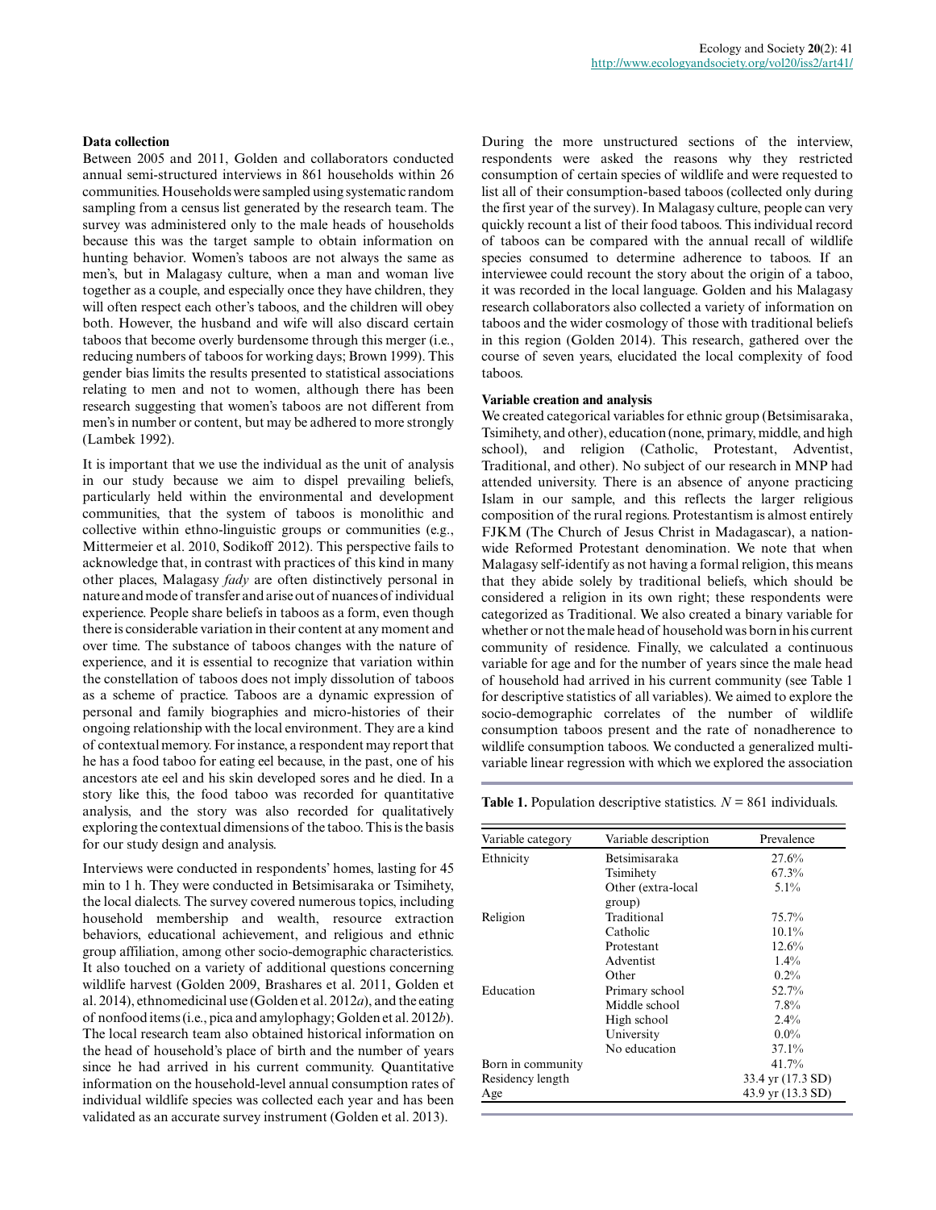### Data collection

Between 2005 and 2011, Golden and collaborators conducted annual semi-structured interviews in 861 households within 26 communities. Households were sampled using systematic random sampling from a census list generated by the research team. The survey was administered only to the male heads of households because this was the target sample to obtain information on hunting behavior. Women's taboos are not always the same as men's, but in Malagasy culture, when a man and woman live together as a couple, and especially once they have children, they will often respect each other's taboos, and the children will obey both. However, the husband and wife will also discard certain taboos that become overly burdensome through this merger (i.e., reducing numbers of taboos for working days; Brown 1999). This gender bias limits the results presented to statistical associations relating to men and not to women, although there has been research suggesting that women's taboos are not different from men's in number or content, but may be adhered to more strongly (Lambek 1992).

It is important that we use the individual as the unit of analysis in our study because we aim to dispel prevailing beliefs, particularly held within the environmental and development communities, that the system of taboos is monolithic and collective within ethno-linguistic groups or communities (e.g., Mittermeier et al. 2010, Sodikoff 2012). This perspective fails to acknowledge that, in contrast with practices of this kind in many other places, Malagasy *fady* are often distinctively personal in nature and mode of transfer and arise out of nuances of individual experience. People share beliefs in taboos as a form, even though there is considerable variation in their content at any moment and over time. The substance of taboos changes with the nature of experience, and it is essential to recognize that variation within the constellation of taboos does not imply dissolution of taboos as a scheme of practice. Taboos are a dynamic expression of personal and family biographies and micro-histories of their ongoing relationship with the local environment. They are a kind of contextual memory. For instance, a respondent may report that he has a food taboo for eating eel because, in the past, one of his ancestors ate eel and his skin developed sores and he died. In a story like this, the food taboo was recorded for quantitative analysis, and the story was also recorded for qualitatively exploring the contextual dimensions of the taboo. This is the basis for our study design and analysis.

Interviews were conducted in respondents' homes, lasting for 45 min to 1 h. They were conducted in Betsimisaraka or Tsimihety, the local dialects. The survey covered numerous topics, including household membership and wealth, resource extraction behaviors, educational achievement, and religious and ethnic group affiliation, among other socio-demographic characteristics. It also touched on a variety of additional questions concerning wildlife harvest (Golden 2009, Brashares et al. 2011, Golden et al. 2014), ethnomedicinal use (Golden et al. 2012*a*), and the eating of nonfood items (i.e., pica and amylophagy; Golden et al. 2012*b*). The local research team also obtained historical information on the head of household's place of birth and the number of years since he had arrived in his current community. Quantitative information on the household-level annual consumption rates of individual wildlife species was collected each year and has been validated as an accurate survey instrument (Golden et al. 2013).

During the more unstructured sections of the interview, respondents were asked the reasons why they restricted consumption of certain species of wildlife and were requested to list all of their consumption-based taboos (collected only during the first year of the survey). In Malagasy culture, people can very quickly recount a list of their food taboos. This individual record of taboos can be compared with the annual recall of wildlife species consumed to determine adherence to taboos. If an interviewee could recount the story about the origin of a taboo, it was recorded in the local language. Golden and his Malagasy research collaborators also collected a variety of information on taboos and the wider cosmology of those with traditional beliefs in this region (Golden 2014). This research, gathered over the course of seven years, elucidated the local complexity of food taboos.

### Variable creation and analysis

We created categorical variables for ethnic group (Betsimisaraka, Tsimihety, and other), education (none, primary, middle, and high school), and religion (Catholic, Protestant, Adventist, Traditional, and other). No subject of our research in MNP had attended university. There is an absence of anyone practicing Islam in our sample, and this reflects the larger religious composition of the rural regions. Protestantism is almost entirely FJKM (The Church of Jesus Christ in Madagascar), a nation-wide Reformed Protestant denomination. We note that when Malagasy self-identify as not having a formal religion, this means that they abide solely by traditional beliefs, which should be considered a religion in its own right; these respondents were categorized as Traditional. We also created a binary variable for whether or not the male head of household was born in his current community of residence. Finally, we calculated a continuous variable for age and for the number of years since the male head of household had arrived in his current community (see Table 1 for descriptive statistics of all variables). We aimed to explore the socio-demographic correlates of the number of wildlife consumption taboos present and the rate of nonadherence to wildlife consumption taboos. We conducted a generalized multi-variable linear regression with which we explored the association

**Table 1.** Population descriptive statistics. $N = 861$ individuals.

| Variable category | Variable description | Prevalence |
|---|---|---|
| Ethnicity | Betsimisaraka | 27.6% |
| | Tsimihety | 67.3% |
| | Other (extra-local group) | 5.1% |
| Religion | Traditional | 75.7% |
| | Catholic | 10.1% |
| | Protestant | 12.6% |
| | Adventist | 1.4% |
| | Other | 0.2% |
| Education | Primary school | 52.7% |
| | Middle school | 7.8% |
| | High school | 2.4% |
| | University | 0.0% |
| | No education | 37.1% |
| Born in community | | 41.7% |
| Residency length | | 33.4 yr (17.3 SD) |
| Age | | 43.9 yr (13.3 SD) |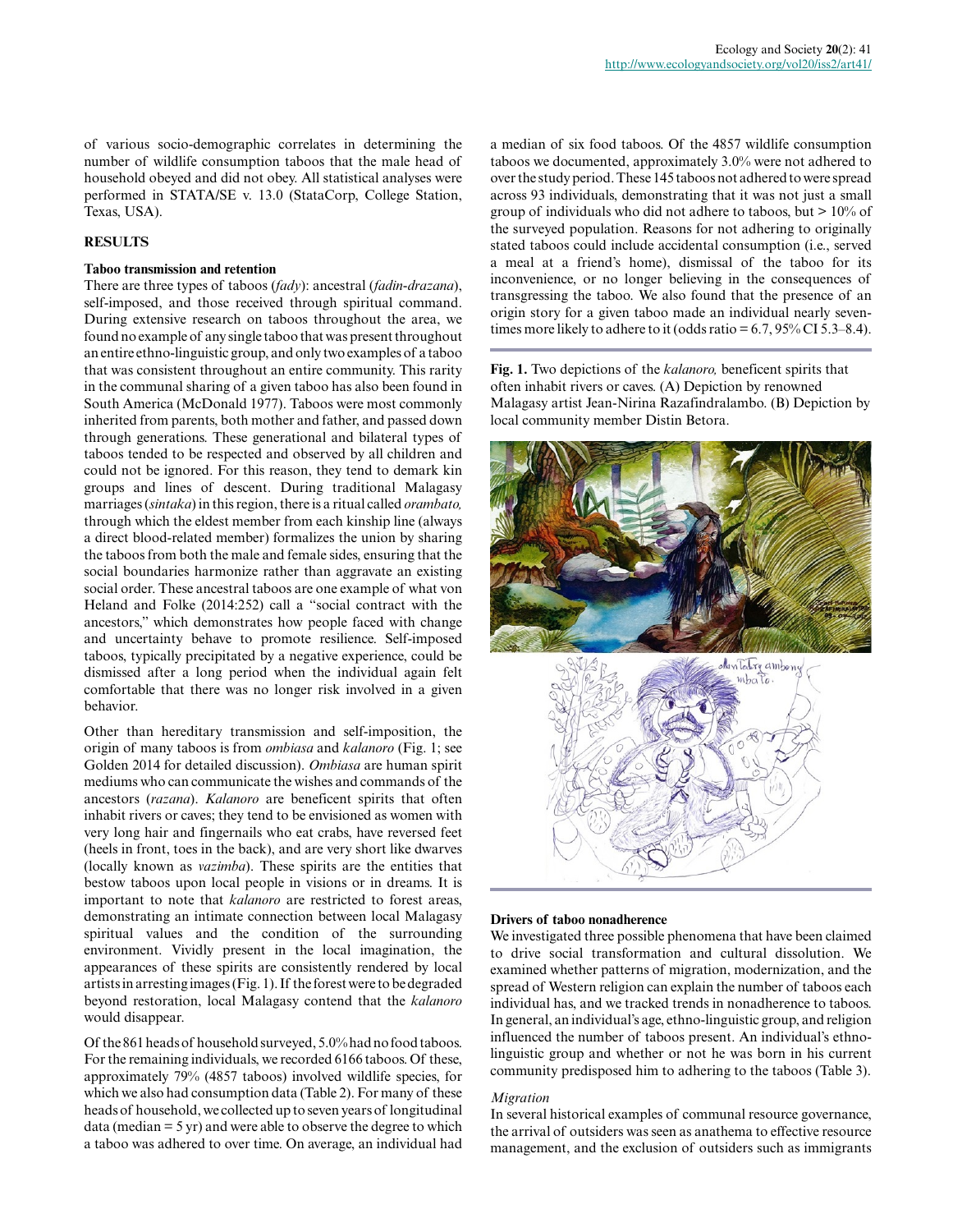of various socio-demographic correlates in determining the number of wildlife consumption taboos that the male head of household obeyed and did not obey. All statistical analyses were performed in STATA/SE v. 13.0 (StataCorp, College Station, Texas, USA).

## RESULTS

### Taboo transmission and retention

There are three types of taboos (*fady*): ancestral (*fadin-drazana*), self-imposed, and those received through spiritual command. During extensive research on taboos throughout the area, we found no example of any single taboo that was present throughout an entire ethno-linguistic group, and only two examples of a taboo that was consistent throughout an entire community. This rarity in the communal sharing of a given taboo has also been found in South America (McDonald 1977). Taboos were most commonly inherited from parents, both mother and father, and passed down through generations. These generational and bilateral types of taboos tended to be respected and observed by all children and could not be ignored. For this reason, they tend to demark kin groups and lines of descent. During traditional Malagasy marriages (*sintaka*) in this region, there is a ritual called *orambato,* through which the eldest member from each kinship line (always a direct blood-related member) formalizes the union by sharing the taboos from both the male and female sides, ensuring that the social boundaries harmonize rather than aggravate an existing social order. These ancestral taboos are one example of what von Heland and Folke (2014:252) call a "social contract with the ancestors," which demonstrates how people faced with change and uncertainty behave to promote resilience. Self-imposed taboos, typically precipitated by a negative experience, could be dismissed after a long period when the individual again felt comfortable that there was no longer risk involved in a given behavior.

Other than hereditary transmission and self-imposition, the origin of many taboos is from *ombiasa* and *kalanoro* (Fig. 1; see Golden 2014 for detailed discussion). *Ombiasa* are human spirit mediums who can communicate the wishes and commands of the ancestors (*razana*). *Kalanoro* are beneficent spirits that often inhabit rivers or caves; they tend to be envisioned as women with very long hair and fingernails who eat crabs, have reversed feet (heels in front, toes in the back), and are very short like dwarves (locally known as *vazimba*). These spirits are the entities that bestow taboos upon local people in visions or in dreams. It is important to note that *kalanoro* are restricted to forest areas, demonstrating an intimate connection between local Malagasy spiritual values and the condition of the surrounding environment. Vividly present in the local imagination, the appearances of these spirits are consistently rendered by local artists in arresting images (Fig. 1). If the forest were to be degraded beyond restoration, local Malagasy contend that the *kalanoro* would disappear.

Of the 861 heads of household surveyed, 5.0% had no food taboos. For the remaining individuals, we recorded 6166 taboos. Of these, approximately 79% (4857 taboos) involved wildlife species, for which we also had consumption data (Table 2). For many of these heads of household, we collected up to seven years of longitudinal data (median = 5 yr) and were able to observe the degree to which a taboo was adhered to over time. On average, an individual had a median of six food taboos. Of the 4857 wildlife consumption taboos we documented, approximately 3.0% were not adhered to over the study period. These 145 taboos not adhered to were spread across 93 individuals, demonstrating that it was not just a small group of individuals who did not adhere to taboos, but > 10% of the surveyed population. Reasons for not adhering to originally stated taboos could include accidental consumption (i.e., served a meal at a friend's home), dismissal of the taboo for its inconvenience, or no longer believing in the consequences of transgressing the taboo. We also found that the presence of an origin story for a given taboo made an individual nearly seven-times more likely to adhere to it (odds ratio = 6.7, 95% CI 5.3–8.4).

**Fig. 1.** Two depictions of the *kalanoro,* beneficent spirits that often inhabit rivers or caves. (A) Depiction by renowned Malagasy artist Jean-Nirina Razafindralambo. (B) Depiction by local community member Distin Betora.

### Drivers of taboo nonadherence

We investigated three possible phenomena that have been claimed to drive social transformation and cultural dissolution. We examined whether patterns of migration, modernization, and the spread of Western religion can explain the number of taboos each individual has, and we tracked trends in nonadherence to taboos. In general, an individual's age, ethno-linguistic group, and religion influenced the number of taboos present. An individual's ethno-linguistic group and whether or not he was born in his current community predisposed him to adhering to the taboos (Table 3).

#### *Migration*

In several historical examples of communal resource governance, the arrival of outsiders was seen as anathema to effective resource management, and the exclusion of outsiders such as immigrants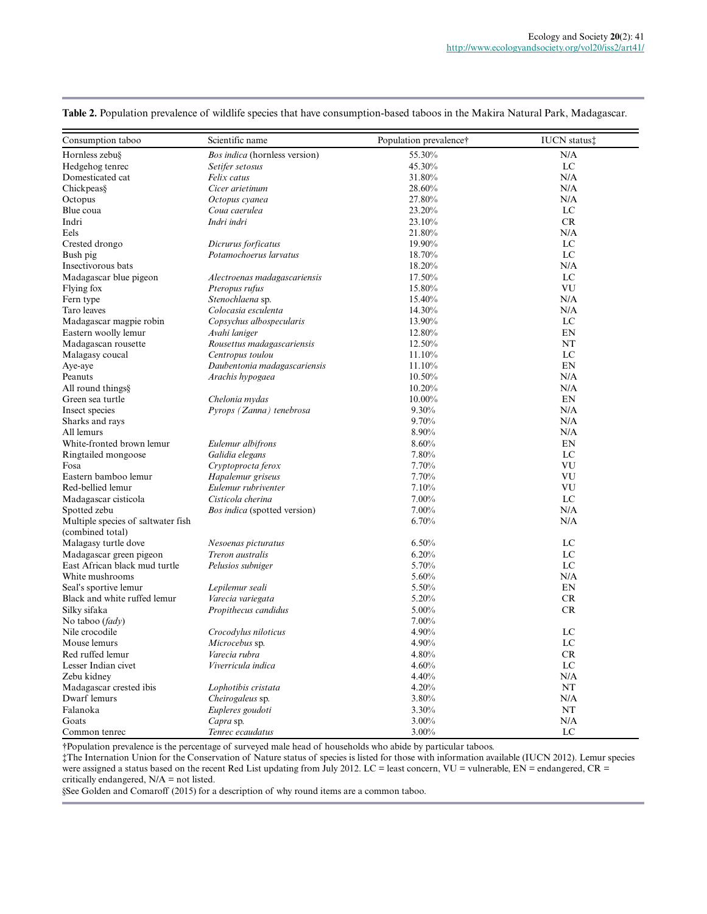**Table 2.** Population prevalence of wildlife species that have consumption-based taboos in the Makira Natural Park, Madagascar.

| Consumption taboo | Scientific name | Population prevalence† | IUCN status‡ |
|---|---|---|---|
| Hornless zebu§ | *Bos indica* (hornless version) | 55.30% | N/A |
| Hedgehog tenrec | *Setifer setosus* | 45.30% | LC |
| Domesticated cat | *Felix catus* | 31.80% | N/A |
| Chickpeas§ | *Cicer arietinum* | 28.60% | N/A |
| Octopus | *Octopus cyanea* | 27.80% | N/A |
| Blue coua | *Coua caerulea* | 23.20% | LC |
| Indri | *Indri indri* | 23.10% | CR |
| Eels | | 21.80% | N/A |
| Crested drongo | *Dicrurus forficatus* | 19.90% | LC |
| Bush pig | *Potamochoerus larvatus* | 18.70% | LC |
| Insectivorous bats | | 18.20% | N/A |
| Madagascar blue pigeon | *Alectroenas madagascariensis* | 17.50% | LC |
| Flying fox | *Pteropus rufus* | 15.80% | VU |
| Fern type | *Stenochlaena* sp. | 15.40% | N/A |
| Taro leaves | *Colocasia esculenta* | 14.30% | N/A |
| Madagascar magpie robin | *Copsychus albospecularis* | 13.90% | LC |
| Eastern woolly lemur | *Avahi laniger* | 12.80% | EN |
| Madagascan rousette | *Rousettus madagascariensis* | 12.50% | NT |
| Malagasy coucal | *Centropus toulou* | 11.10% | LC |
| Aye-aye | *Daubentonia madagascariensis* | 11.10% | EN |
| Peanuts | *Arachis hypogaea* | 10.50% | N/A |
| All round things§ | | 10.20% | N/A |
| Green sea turtle | *Chelonia mydas* | 10.00% | EN |
| Insect species | *Pyrops (Zanna) tenebrosa* | 9.30% | N/A |
| Sharks and rays | | 9.70% | N/A |
| All lemurs | | 8.90% | N/A |
| White-fronted brown lemur | *Eulemur albifrons* | 8.60% | EN |
| Ringtailed mongoose | *Galidia elegans* | 7.80% | LC |
| Fosa | *Cryptoprocta ferox* | 7.70% | VU |
| Eastern bamboo lemur | *Hapalemur griseus* | 7.70% | VU |
| Red-bellied lemur | *Eulemur rubriventer* | 7.10% | VU |
| Madagascar cisticola | *Cisticola cherina* | 7.00% | LC |
| Spotted zebu | *Bos indica* (spotted version) | 7.00% | N/A |
| Multiple species of saltwater fish (combined total) | | 6.70% | N/A |
| Malagasy turtle dove | *Nesoenas picturatus* | 6.50% | LC |
| Madagascar green pigeon | *Treron australis* | 6.20% | LC |
| East African black mud turtle | *Pelusios subniger* | 5.70% | LC |
| White mushrooms | | 5.60% | N/A |
| Seal's sportive lemur | *Lepilemur seali* | 5.50% | EN |
| Black and white ruffed lemur | *Varecia variegata* | 5.20% | CR |
| Silky sifaka | *Propithecus candidus* | 5.00% | CR |
| No taboo (*fady*) | | 7.00% | |
| Nile crocodile | *Crocodylus niloticus* | 4.90% | LC |
| Mouse lemurs | *Microcebus* sp. | 4.90% | LC |
| Red ruffed lemur | *Varecia rubra* | 4.80% | CR |
| Lesser Indian civet | *Viverricula indica* | 4.60% | LC |
| Zebu kidney | | 4.40% | N/A |
| Madagascar crested ibis | *Lophotibis cristata* | 4.20% | NT |
| Dwarf lemurs | *Cheirogaleus* sp. | 3.80% | N/A |
| Falanoka | *Eupleres goudoti* | 3.30% | NT |
| Goats | *Capra* sp. | 3.00% | N/A |
| Common tenrec | *Tenrec ecaudatus* | 3.00% | LC |

†Population prevalence is the percentage of surveyed male head of households who abide by particular taboos.

‡The Internation Union for the Conservation of Nature status of species is listed for those with information available (IUCN 2012). Lemur species were assigned a status based on the recent Red List updating from July 2012. LC = least concern, VU = vulnerable, EN = endangered, CR = critically endangered, N/A = not listed.

§See Golden and Comaroff (2015) for a description of why round items are a common taboo.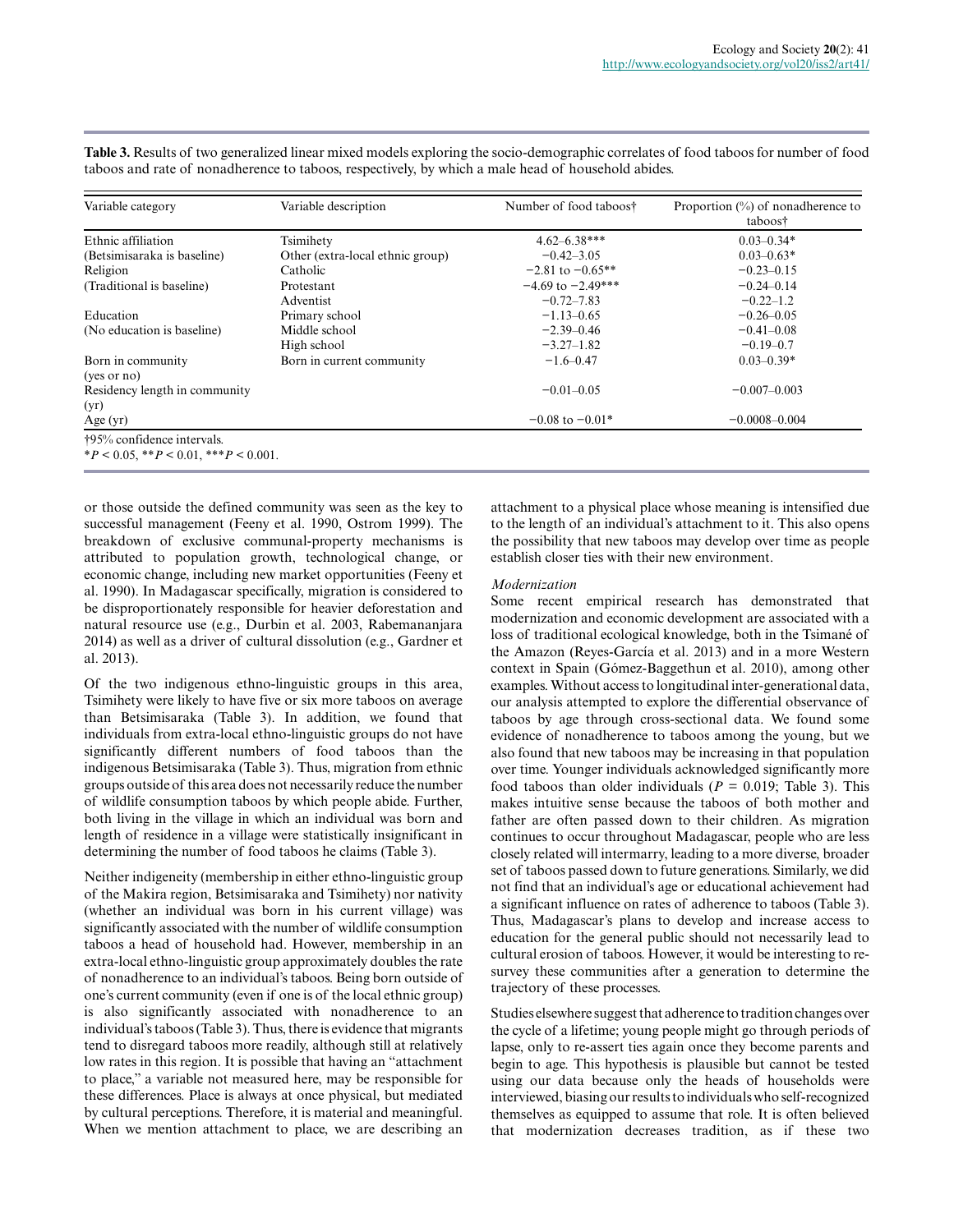**Table 3.** Results of two generalized linear mixed models exploring the socio-demographic correlates of food taboos for number of food taboos and rate of nonadherence to taboos, respectively, by which a male head of household abides.

| Variable category | Variable description | Number of food taboos† | Proportion (%) of nonadherence to taboos† |
|---|---|---|---|
| Ethnic affiliation | Tsimihety | 4.62–6.38*** | 0.03–0.34* |
| (Betsimisaraka is baseline) | Other (extra-local ethnic group) | −0.42–3.05 | 0.03–0.63* |
| Religion | Catholic | −2.81 to −0.65** | −0.23–0.15 |
| (Traditional is baseline) | Protestant | −4.69 to −2.49*** | −0.24–0.14 |
| | Adventist | −0.72–7.83 | −0.22–1.2 |
| Education | Primary school | −1.13–0.65 | −0.26–0.05 |
| (No education is baseline) | Middle school | −2.39–0.46 | −0.41–0.08 |
| | High school | −3.27–1.82 | −0.19–0.7 |
| Born in community (yes or no) | Born in current community | −1.6–0.47 | 0.03–0.39* |
| Residency length in community (yr) | | −0.01–0.05 | −0.007–0.003 |
| Age (yr) | | −0.08 to −0.01* | −0.0008–0.004 |

†95% confidence intervals.
*$P < 0.05$, **$P < 0.01$, ***$P < 0.001$.

or those outside the defined community was seen as the key to successful management (Feeny et al. 1990, Ostrom 1999). The breakdown of exclusive communal-property mechanisms is attributed to population growth, technological change, or economic change, including new market opportunities (Feeny et al. 1990). In Madagascar specifically, migration is considered to be disproportionately responsible for heavier deforestation and natural resource use (e.g., Durbin et al. 2003, Rabemananjara 2014) as well as a driver of cultural dissolution (e.g., Gardner et al. 2013).

Of the two indigenous ethno-linguistic groups in this area, Tsimihety were likely to have five or six more taboos on average than Betsimisaraka (Table 3). In addition, we found that individuals from extra-local ethno-linguistic groups do not have significantly different numbers of food taboos than the indigenous Betsimisaraka (Table 3). Thus, migration from ethnic groups outside of this area does not necessarily reduce the number of wildlife consumption taboos by which people abide. Further, both living in the village in which an individual was born and length of residence in a village were statistically insignificant in determining the number of food taboos he claims (Table 3).

Neither indigeneity (membership in either ethno-linguistic group of the Makira region, Betsimisaraka and Tsimihety) nor nativity (whether an individual was born in his current village) was significantly associated with the number of wildlife consumption taboos a head of household had. However, membership in an extra-local ethno-linguistic group approximately doubles the rate of nonadherence to an individual's taboos. Being born outside of one's current community (even if one is of the local ethnic group) is also significantly associated with nonadherence to an individual's taboos (Table 3). Thus, there is evidence that migrants tend to disregard taboos more readily, although still at relatively low rates in this region. It is possible that having an "attachment to place," a variable not measured here, may be responsible for these differences. Place is always at once physical, but mediated by cultural perceptions. Therefore, it is material and meaningful. When we mention attachment to place, we are describing an attachment to a physical place whose meaning is intensified due to the length of an individual's attachment to it. This also opens the possibility that new taboos may develop over time as people establish closer ties with their new environment.

*Modernization*

Some recent empirical research has demonstrated that modernization and economic development are associated with a loss of traditional ecological knowledge, both in the Tsimané of the Amazon (Reyes-García et al. 2013) and in a more Western context in Spain (Gómez-Baggethun et al. 2010), among other examples. Without access to longitudinal inter-generational data, our analysis attempted to explore the differential observance of taboos by age through cross-sectional data. We found some evidence of nonadherence to taboos among the young, but we also found that new taboos may be increasing in that population over time. Younger individuals acknowledged significantly more food taboos than older individuals ($P = 0.019$; Table 3). This makes intuitive sense because the taboos of both mother and father are often passed down to their children. As migration continues to occur throughout Madagascar, people who are less closely related will intermarry, leading to a more diverse, broader set of taboos passed down to future generations. Similarly, we did not find that an individual's age or educational achievement had a significant influence on rates of adherence to taboos (Table 3). Thus, Madagascar's plans to develop and increase access to education for the general public should not necessarily lead to cultural erosion of taboos. However, it would be interesting to re-survey these communities after a generation to determine the trajectory of these processes.

Studies elsewhere suggest that adherence to tradition changes over the cycle of a lifetime; young people might go through periods of lapse, only to re-assert ties again once they become parents and begin to age. This hypothesis is plausible but cannot be tested using our data because only the heads of households were interviewed, biasing our results to individuals who self-recognized themselves as equipped to assume that role. It is often believed that modernization decreases tradition, as if these two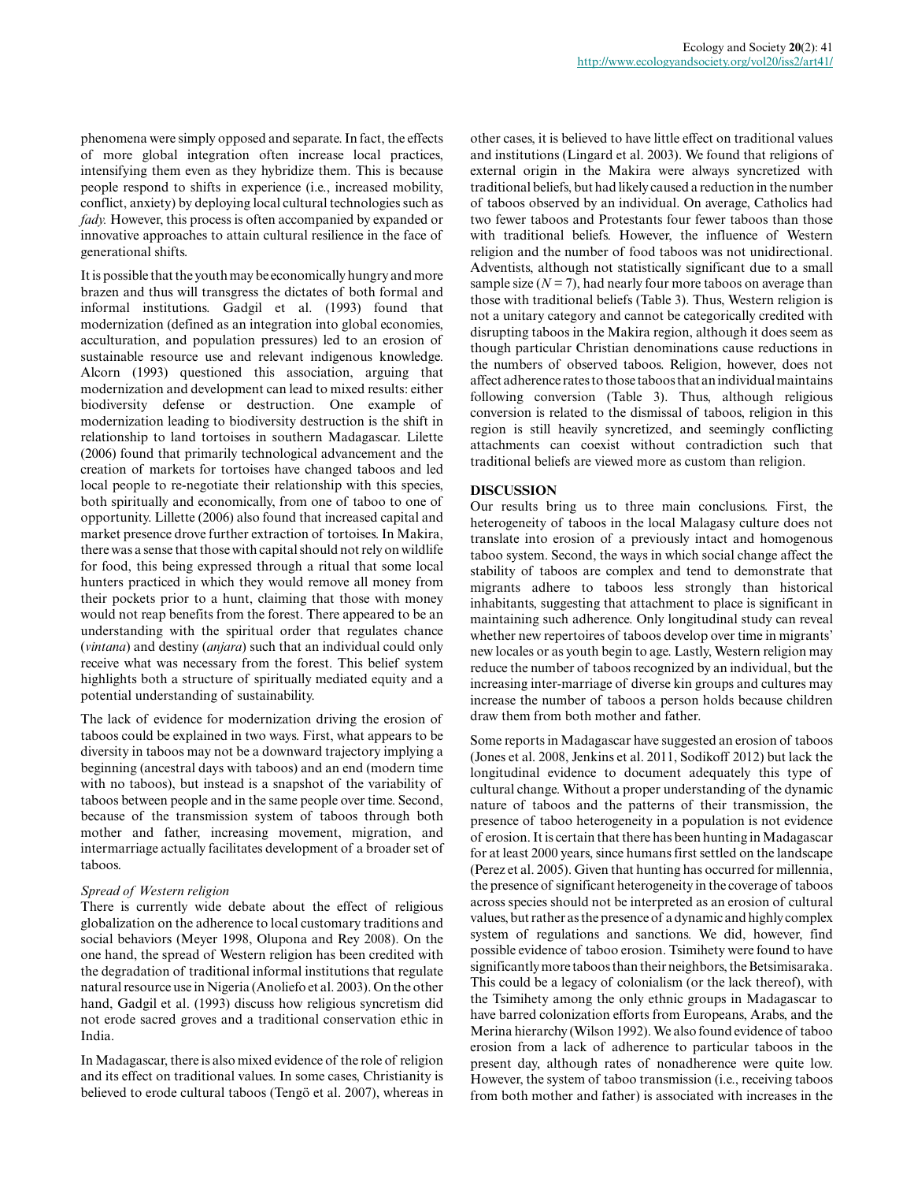phenomena were simply opposed and separate. In fact, the effects of more global integration often increase local practices, intensifying them even as they hybridize them. This is because people respond to shifts in experience (i.e., increased mobility, conflict, anxiety) by deploying local cultural technologies such as *fady.* However, this process is often accompanied by expanded or innovative approaches to attain cultural resilience in the face of generational shifts.

It is possible that the youth may be economically hungry and more brazen and thus will transgress the dictates of both formal and informal institutions. Gadgil et al. (1993) found that modernization (defined as an integration into global economies, acculturation, and population pressures) led to an erosion of sustainable resource use and relevant indigenous knowledge. Alcorn (1993) questioned this association, arguing that modernization and development can lead to mixed results: either biodiversity defense or destruction. One example of modernization leading to biodiversity destruction is the shift in relationship to land tortoises in southern Madagascar. Lilette (2006) found that primarily technological advancement and the creation of markets for tortoises have changed taboos and led local people to re-negotiate their relationship with this species, both spiritually and economically, from one of taboo to one of opportunity. Lillette (2006) also found that increased capital and market presence drove further extraction of tortoises. In Makira, there was a sense that those with capital should not rely on wildlife for food, this being expressed through a ritual that some local hunters practiced in which they would remove all money from their pockets prior to a hunt, claiming that those with money would not reap benefits from the forest. There appeared to be an understanding with the spiritual order that regulates chance (*vintana*) and destiny (*anjara*) such that an individual could only receive what was necessary from the forest. This belief system highlights both a structure of spiritually mediated equity and a potential understanding of sustainability.

The lack of evidence for modernization driving the erosion of taboos could be explained in two ways. First, what appears to be diversity in taboos may not be a downward trajectory implying a beginning (ancestral days with taboos) and an end (modern time with no taboos), but instead is a snapshot of the variability of taboos between people and in the same people over time. Second, because of the transmission system of taboos through both mother and father, increasing movement, migration, and intermarriage actually facilitates development of a broader set of taboos.

### *Spread of Western religion*

There is currently wide debate about the effect of religious globalization on the adherence to local customary traditions and social behaviors (Meyer 1998, Olupona and Rey 2008). On the one hand, the spread of Western religion has been credited with the degradation of traditional informal institutions that regulate natural resource use in Nigeria (Anoliefo et al. 2003). On the other hand, Gadgil et al. (1993) discuss how religious syncretism did not erode sacred groves and a traditional conservation ethic in India.

In Madagascar, there is also mixed evidence of the role of religion and its effect on traditional values. In some cases, Christianity is believed to erode cultural taboos (Tengö et al. 2007), whereas in other cases, it is believed to have little effect on traditional values and institutions (Lingard et al. 2003). We found that religions of external origin in the Makira were always syncretized with traditional beliefs, but had likely caused a reduction in the number of taboos observed by an individual. On average, Catholics had two fewer taboos and Protestants four fewer taboos than those with traditional beliefs. However, the influence of Western religion and the number of food taboos was not unidirectional. Adventists, although not statistically significant due to a small sample size ($N = 7$), had nearly four more taboos on average than those with traditional beliefs (Table 3). Thus, Western religion is not a unitary category and cannot be categorically credited with disrupting taboos in the Makira region, although it does seem as though particular Christian denominations cause reductions in the numbers of observed taboos. Religion, however, does not affect adherence rates to those taboos that an individual maintains following conversion (Table 3). Thus, although religious conversion is related to the dismissal of taboos, religion in this region is still heavily syncretized, and seemingly conflicting attachments can coexist without contradiction such that traditional beliefs are viewed more as custom than religion.

## DISCUSSION

Our results bring us to three main conclusions. First, the heterogeneity of taboos in the local Malagasy culture does not translate into erosion of a previously intact and homogenous taboo system. Second, the ways in which social change affect the stability of taboos are complex and tend to demonstrate that migrants adhere to taboos less strongly than historical inhabitants, suggesting that attachment to place is significant in maintaining such adherence. Only longitudinal study can reveal whether new repertoires of taboos develop over time in migrants' new locales or as youth begin to age. Lastly, Western religion may reduce the number of taboos recognized by an individual, but the increasing inter-marriage of diverse kin groups and cultures may increase the number of taboos a person holds because children draw them from both mother and father.

Some reports in Madagascar have suggested an erosion of taboos (Jones et al. 2008, Jenkins et al. 2011, Sodikoff 2012) but lack the longitudinal evidence to document adequately this type of cultural change. Without a proper understanding of the dynamic nature of taboos and the patterns of their transmission, the presence of taboo heterogeneity in a population is not evidence of erosion. It is certain that there has been hunting in Madagascar for at least 2000 years, since humans first settled on the landscape (Perez et al. 2005). Given that hunting has occurred for millennia, the presence of significant heterogeneity in the coverage of taboos across species should not be interpreted as an erosion of cultural values, but rather as the presence of a dynamic and highly complex system of regulations and sanctions. We did, however, find possible evidence of taboo erosion. Tsimihety were found to have significantly more taboos than their neighbors, the Betsimisaraka. This could be a legacy of colonialism (or the lack thereof), with the Tsimihety among the only ethnic groups in Madagascar to have barred colonization efforts from Europeans, Arabs, and the Merina hierarchy (Wilson 1992). We also found evidence of taboo erosion from a lack of adherence to particular taboos in the present day, although rates of nonadherence were quite low. However, the system of taboo transmission (i.e., receiving taboos from both mother and father) is associated with increases in the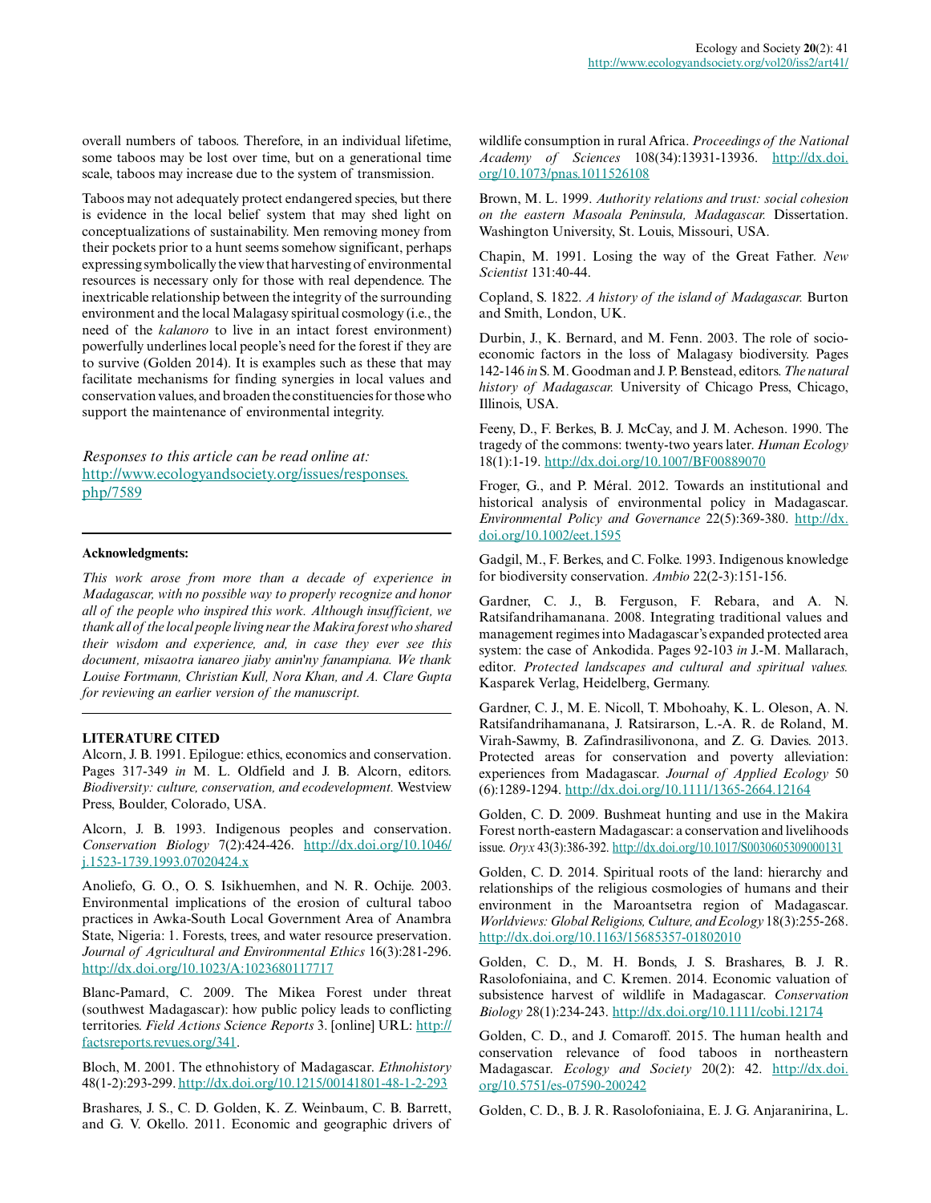overall numbers of taboos. Therefore, in an individual lifetime, some taboos may be lost over time, but on a generational time scale, taboos may increase due to the system of transmission.

Taboos may not adequately protect endangered species, but there is evidence in the local belief system that may shed light on conceptualizations of sustainability. Men removing money from their pockets prior to a hunt seems somehow significant, perhaps expressing symbolically the view that harvesting of environmental resources is necessary only for those with real dependence. The inextricable relationship between the integrity of the surrounding environment and the local Malagasy spiritual cosmology (i.e., the need of the *kalanoro* to live in an intact forest environment) powerfully underlines local people's need for the forest if they are to survive (Golden 2014). It is examples such as these that may facilitate mechanisms for finding synergies in local values and conservation values, and broaden the constituencies for those who support the maintenance of environmental integrity.

*Responses to this article can be read online at:*
http://www.ecologyandsociety.org/issues/responses.php/7589

**Acknowledgments:**

*This work arose from more than a decade of experience in Madagascar, with no possible way to properly recognize and honor all of the people who inspired this work. Although insufficient, we thank all of the local people living near the Makira forest who shared their wisdom and experience, and, in case they ever see this document, misaotra ianareo jiaby amin'ny fanampiana. We thank Louise Fortmann, Christian Kull, Nora Khan, and A. Clare Gupta for reviewing an earlier version of the manuscript.*

## LITERATURE CITED

Alcorn, J. B. 1991. Epilogue: ethics, economics and conservation. Pages 317-349 *in* M. L. Oldfield and J. B. Alcorn, editors. *Biodiversity: culture, conservation, and ecodevelopment.* Westview Press, Boulder, Colorado, USA.

Alcorn, J. B. 1993. Indigenous peoples and conservation. *Conservation Biology* 7(2):424-426. http://dx.doi.org/10.1046/j.1523-1739.1993.07020424.x

Anoliefo, G. O., O. S. Isikhuemhen, and N. R. Ochije. 2003. Environmental implications of the erosion of cultural taboo practices in Awka-South Local Government Area of Anambra State, Nigeria: 1. Forests, trees, and water resource preservation. *Journal of Agricultural and Environmental Ethics* 16(3):281-296. http://dx.doi.org/10.1023/A:1023680117717

Blanc-Pamard, C. 2009. The Mikea Forest under threat (southwest Madagascar): how public policy leads to conflicting territories. *Field Actions Science Reports* 3. [online] URL: http://factsreports.revues.org/341.

Bloch, M. 2001. The ethnohistory of Madagascar. *Ethnohistory* 48(1-2):293-299. http://dx.doi.org/10.1215/00141801-48-1-2-293

Brashares, J. S., C. D. Golden, K. Z. Weinbaum, C. B. Barrett, and G. V. Okello. 2011. Economic and geographic drivers of wildlife consumption in rural Africa. *Proceedings of the National Academy of Sciences* 108(34):13931-13936. http://dx.doi.org/10.1073/pnas.1011526108

Brown, M. L. 1999. *Authority relations and trust: social cohesion on the eastern Masoala Peninsula, Madagascar.* Dissertation. Washington University, St. Louis, Missouri, USA.

Chapin, M. 1991. Losing the way of the Great Father. *New Scientist* 131:40-44.

Copland, S. 1822. *A history of the island of Madagascar.* Burton and Smith, London, UK.

Durbin, J., K. Bernard, and M. Fenn. 2003. The role of socio-economic factors in the loss of Malagasy biodiversity. Pages 142-146 *in* S. M. Goodman and J. P. Benstead, editors. *The natural history of Madagascar.* University of Chicago Press, Chicago, Illinois, USA.

Feeny, D., F. Berkes, B. J. McCay, and J. M. Acheson. 1990. The tragedy of the commons: twenty-two years later. *Human Ecology* 18(1):1-19. http://dx.doi.org/10.1007/BF00889070

Froger, G., and P. Méral. 2012. Towards an institutional and historical analysis of environmental policy in Madagascar. *Environmental Policy and Governance* 22(5):369-380. http://dx.doi.org/10.1002/eet.1595

Gadgil, M., F. Berkes, and C. Folke. 1993. Indigenous knowledge for biodiversity conservation. *Ambio* 22(2-3):151-156.

Gardner, C. J., B. Ferguson, F. Rebara, and A. N. Ratsifandrihamanana. 2008. Integrating traditional values and management regimes into Madagascar's expanded protected area system: the case of Ankodida. Pages 92-103 *in* J.-M. Mallarach, editor. *Protected landscapes and cultural and spiritual values.* Kasparek Verlag, Heidelberg, Germany.

Gardner, C. J., M. E. Nicoll, T. Mbohoahy, K. L. Oleson, A. N. Ratsifandrihamanana, J. Ratsirarson, L.-A. R. de Roland, M. Virah-Sawmy, B. Zafindrasilivonona, and Z. G. Davies. 2013. Protected areas for conservation and poverty alleviation: experiences from Madagascar. *Journal of Applied Ecology* 50(6):1289-1294. http://dx.doi.org/10.1111/1365-2664.12164

Golden, C. D. 2009. Bushmeat hunting and use in the Makira Forest north-eastern Madagascar: a conservation and livelihoods issue. *Oryx* 43(3):386-392. http://dx.doi.org/10.1017/S0030605309000131

Golden, C. D. 2014. Spiritual roots of the land: hierarchy and relationships of the religious cosmologies of humans and their environment in the Maroantsetra region of Madagascar. *Worldviews: Global Religions, Culture, and Ecology* 18(3):255-268. http://dx.doi.org/10.1163/15685357-01802010

Golden, C. D., M. H. Bonds, J. S. Brashares, B. J. R. Rasolofoniaina, and C. Kremen. 2014. Economic valuation of subsistence harvest of wildlife in Madagascar. *Conservation Biology* 28(1):234-243. http://dx.doi.org/10.1111/cobi.12174

Golden, C. D., and J. Comaroff. 2015. The human health and conservation relevance of food taboos in northeastern Madagascar. *Ecology and Society* 20(2): 42. http://dx.doi.org/10.5751/es-07590-200242

Golden, C. D., B. J. R. Rasolofoniaina, E. J. G. Anjaranirina, L.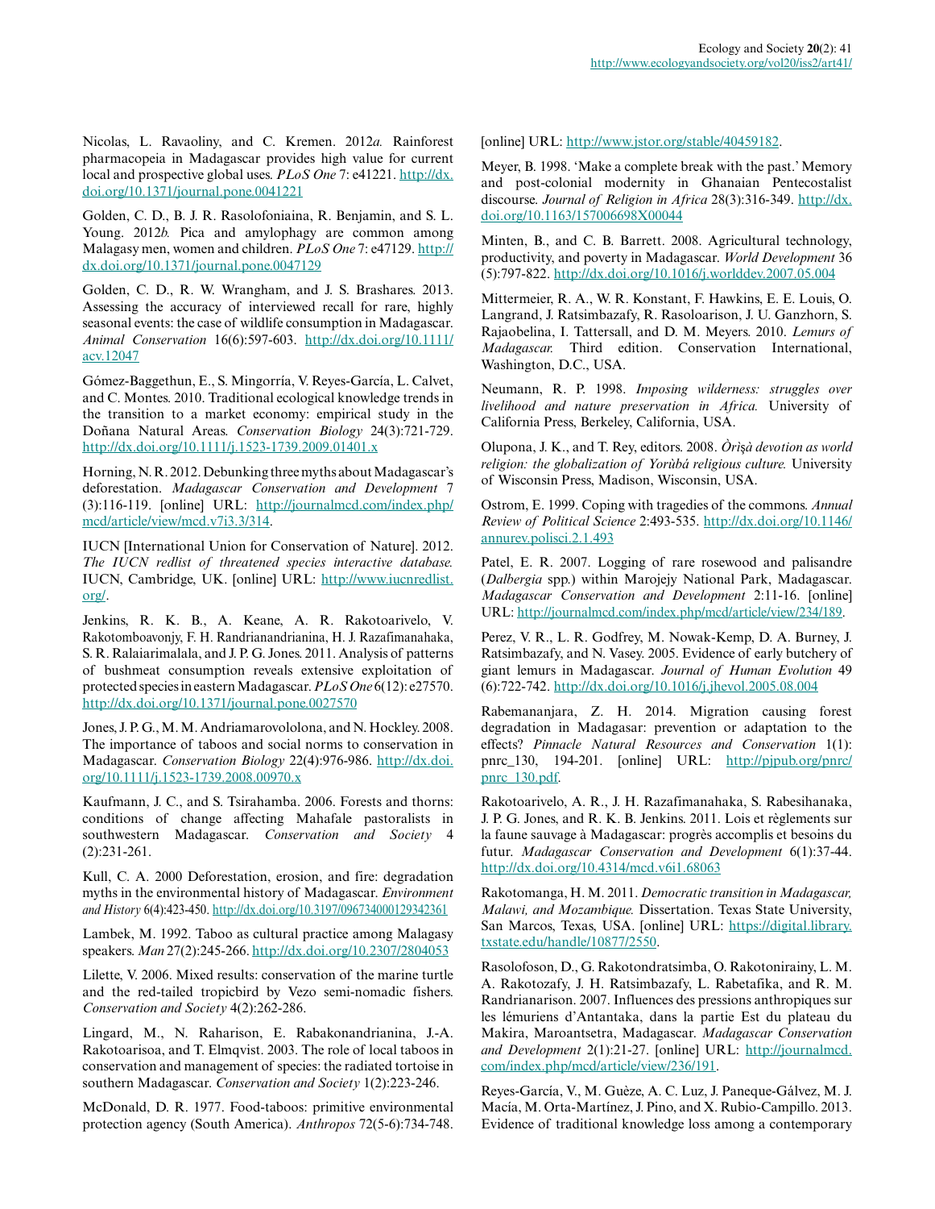Nicolas, L. Ravaoliny, and C. Kremen. 2012*a*. Rainforest pharmacopeia in Madagascar provides high value for current local and prospective global uses. *PLoS One* 7: e41221. http://dx.doi.org/10.1371/journal.pone.0041221

Golden, C. D., B. J. R. Rasolofoniaina, R. Benjamin, and S. L. Young. 2012*b*. Pica and amylophagy are common among Malagasy men, women and children. *PLoS One* 7: e47129. http://dx.doi.org/10.1371/journal.pone.0047129

Golden, C. D., R. W. Wrangham, and J. S. Brashares. 2013. Assessing the accuracy of interviewed recall for rare, highly seasonal events: the case of wildlife consumption in Madagascar. *Animal Conservation* 16(6):597-603. http://dx.doi.org/10.1111/acv.12047

Gómez-Baggethun, E., S. Mingorría, V. Reyes-García, L. Calvet, and C. Montes. 2010. Traditional ecological knowledge trends in the transition to a market economy: empirical study in the Doñana Natural Areas. *Conservation Biology* 24(3):721-729. http://dx.doi.org/10.1111/j.1523-1739.2009.01401.x

Horning, N. R. 2012. Debunking three myths about Madagascar's deforestation. *Madagascar Conservation and Development* 7 (3):116-119. [online] URL: http://journalmcd.com/index.php/mcd/article/view/mcd.v7i3.3/314.

IUCN [International Union for Conservation of Nature]. 2012. *The IUCN redlist of threatened species interactive database.* IUCN, Cambridge, UK. [online] URL: http://www.iucnredlist.org/.

Jenkins, R. K. B., A. Keane, A. R. Rakotoarivelo, V. Rakotomboavonjy, F. H. Randrianandrianina, H. J. Razafimanahaka, S. R. Ralaiarimalala, and J. P. G. Jones. 2011. Analysis of patterns of bushmeat consumption reveals extensive exploitation of protected species in eastern Madagascar. *PLoS One* 6(12): e27570. http://dx.doi.org/10.1371/journal.pone.0027570

Jones, J. P. G., M. M. Andriamarovololona, and N. Hockley. 2008. The importance of taboos and social norms to conservation in Madagascar. *Conservation Biology* 22(4):976-986. http://dx.doi.org/10.1111/j.1523-1739.2008.00970.x

Kaufmann, J. C., and S. Tsirahamba. 2006. Forests and thorns: conditions of change affecting Mahafale pastoralists in southwestern Madagascar. *Conservation and Society* 4 (2):231-261.

Kull, C. A. 2000 Deforestation, erosion, and fire: degradation myths in the environmental history of Madagascar. *Environment and History* 6(4):423-450. http://dx.doi.org/10.3197/096734000129342361

Lambek, M. 1992. Taboo as cultural practice among Malagasy speakers. *Man* 27(2):245-266. http://dx.doi.org/10.2307/2804053

Lilette, V. 2006. Mixed results: conservation of the marine turtle and the red-tailed tropicbird by Vezo semi-nomadic fishers. *Conservation and Society* 4(2):262-286.

Lingard, M., N. Raharison, E. Rabakonandrianina, J.-A. Rakotoarisoa, and T. Elmqvist. 2003. The role of local taboos in conservation and management of species: the radiated tortoise in southern Madagascar. *Conservation and Society* 1(2):223-246.

McDonald, D. R. 1977. Food-taboos: primitive environmental protection agency (South America). *Anthropos* 72(5-6):734-748. [online] URL: http://www.jstor.org/stable/40459182.

Meyer, B. 1998. 'Make a complete break with the past.' Memory and post-colonial modernity in Ghanaian Pentecostalist discourse. *Journal of Religion in Africa* 28(3):316-349. http://dx.doi.org/10.1163/157006698X00044

Minten, B., and C. B. Barrett. 2008. Agricultural technology, productivity, and poverty in Madagascar. *World Development* 36 (5):797-822. http://dx.doi.org/10.1016/j.worlddev.2007.05.004

Mittermeier, R. A., W. R. Konstant, F. Hawkins, E. E. Louis, O. Langrand, J. Ratsimbazafy, R. Rasoloarison, J. U. Ganzhorn, S. Rajaobelina, I. Tattersall, and D. M. Meyers. 2010. *Lemurs of Madagascar.* Third edition. Conservation International, Washington, D.C., USA.

Neumann, R. P. 1998. *Imposing wilderness: struggles over livelihood and nature preservation in Africa.* University of California Press, Berkeley, California, USA.

Olupona, J. K., and T. Rey, editors. 2008. *Òrìṣà devotion as world religion: the globalization of Yorùbá religious culture.* University of Wisconsin Press, Madison, Wisconsin, USA.

Ostrom, E. 1999. Coping with tragedies of the commons. *Annual Review of Political Science* 2:493-535. http://dx.doi.org/10.1146/annurev.polisci.2.1.493

Patel, E. R. 2007. Logging of rare rosewood and palisandre (*Dalbergia* spp.) within Marojejy National Park, Madagascar. *Madagascar Conservation and Development* 2:11-16. [online] URL: http://journalmcd.com/index.php/mcd/article/view/234/189.

Perez, V. R., L. R. Godfrey, M. Nowak-Kemp, D. A. Burney, J. Ratsimbazafy, and N. Vasey. 2005. Evidence of early butchery of giant lemurs in Madagascar. *Journal of Human Evolution* 49 (6):722-742. http://dx.doi.org/10.1016/j.jhevol.2005.08.004

Rabemananjara, Z. H. 2014. Migration causing forest degradation in Madagascar: prevention or adaptation to the effects? *Pinnacle Natural Resources and Conservation* 1(1): pnrc_130, 194-201. [online] URL: http://pjpub.org/pnrc/pnrc_130.pdf.

Rakotoarivelo, A. R., J. H. Razafimanahaka, S. Rabesihanaka, J. P. G. Jones, and R. K. B. Jenkins. 2011. Lois et règlements sur la faune sauvage à Madagascar: progrès accomplis et besoins du futur. *Madagascar Conservation and Development* 6(1):37-44. http://dx.doi.org/10.4314/mcd.v6i1.68063

Rakotomanga, H. M. 2011. *Democratic transition in Madagascar, Malawi, and Mozambique.* Dissertation. Texas State University, San Marcos, Texas, USA. [online] URL: https://digital.library.txstate.edu/handle/10877/2550.

Rasolofoson, D., G. Rakotondratsimba, O. Rakotonirainy, L. M. A. Rakotozafy, J. H. Ratsimbazafy, L. Rabetafika, and R. M. Randrianarison. 2007. Influences des pressions anthropiques sur les lémuriens d'Antantaka, dans la partie Est du plateau du Makira, Maroantsetra, Madagascar. *Madagascar Conservation and Development* 2(1):21-27. [online] URL: http://journalmcd.com/index.php/mcd/article/view/236/191.

Reyes-García, V., M. Guèze, A. C. Luz, J. Paneque-Gálvez, M. J. Macía, M. Orta-Martínez, J. Pino, and X. Rubio-Campillo. 2013. Evidence of traditional knowledge loss among a contemporary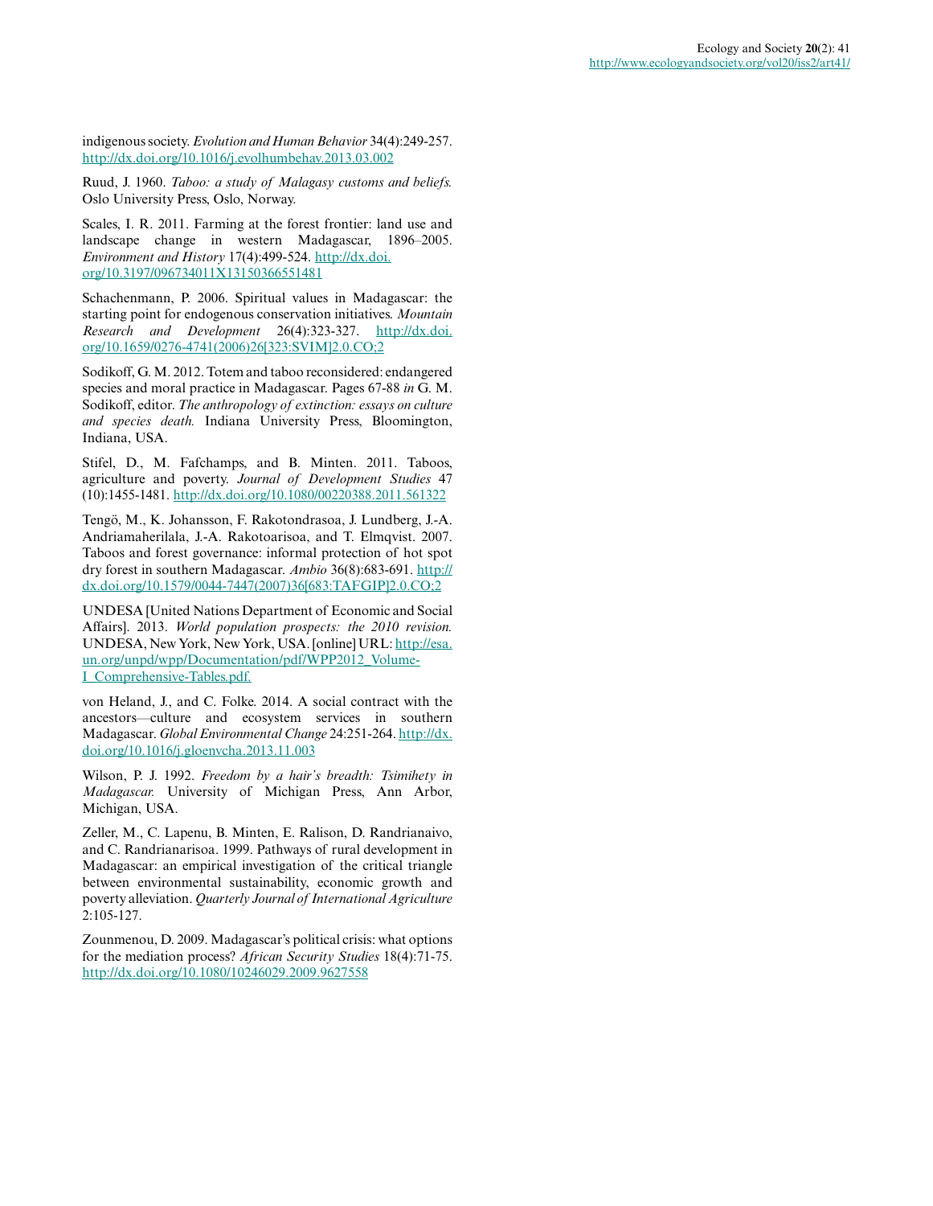indigenous society. *Evolution and Human Behavior* 34(4):249-257. http://dx.doi.org/10.1016/j.evolhumbehav.2013.03.002

Ruud, J. 1960. *Taboo: a study of Malagasy customs and beliefs.* Oslo University Press, Oslo, Norway.

Scales, I. R. 2011. Farming at the forest frontier: land use and landscape change in western Madagascar, 1896–2005. *Environment and History* 17(4):499-524. http://dx.doi.org/10.3197/096734011X13150366551481

Schachenmann, P. 2006. Spiritual values in Madagascar: the starting point for endogenous conservation initiatives. *Mountain Research and Development* 26(4):323-327. http://dx.doi.org/10.1659/0276-4741(2006)26[323:SVIM]2.0.CO;2

Sodikoff, G. M. 2012. Totem and taboo reconsidered: endangered species and moral practice in Madagascar. Pages 67-88 *in* G. M. Sodikoff, editor. *The anthropology of extinction: essays on culture and species death.* Indiana University Press, Bloomington, Indiana, USA.

Stifel, D., M. Fafchamps, and B. Minten. 2011. Taboos, agriculture and poverty. *Journal of Development Studies* 47 (10):1455-1481. http://dx.doi.org/10.1080/00220388.2011.561322

Tengö, M., K. Johansson, F. Rakotondrasoa, J. Lundberg, J.-A. Andriamaherilala, J.-A. Rakotoarisoa, and T. Elmqvist. 2007. Taboos and forest governance: informal protection of hot spot dry forest in southern Madagascar. *Ambio* 36(8):683-691. http://dx.doi.org/10.1579/0044-7447(2007)36[683:TAFGIP]2.0.CO;2

UNDESA [United Nations Department of Economic and Social Affairs]. 2013. *World population prospects: the 2010 revision.* UNDESA, New York, New York, USA. [online] URL: http://esa.un.org/unpd/wpp/Documentation/pdf/WPP2012_Volume-I_Comprehensive-Tables.pdf.

von Heland, J., and C. Folke. 2014. A social contract with the ancestors—culture and ecosystem services in southern Madagascar. *Global Environmental Change* 24:251-264. http://dx.doi.org/10.1016/j.gloenvcha.2013.11.003

Wilson, P. J. 1992. *Freedom by a hair's breadth: Tsimihety in Madagascar.* University of Michigan Press, Ann Arbor, Michigan, USA.

Zeller, M., C. Lapenu, B. Minten, E. Ralison, D. Randrianaivo, and C. Randrianarisoa. 1999. Pathways of rural development in Madagascar: an empirical investigation of the critical triangle between environmental sustainability, economic growth and poverty alleviation. *Quarterly Journal of International Agriculture* 2:105-127.

Zounmenou, D. 2009. Madagascar's political crisis: what options for the mediation process? *African Security Studies* 18(4):71-75. http://dx.doi.org/10.1080/10246029.2009.9627558